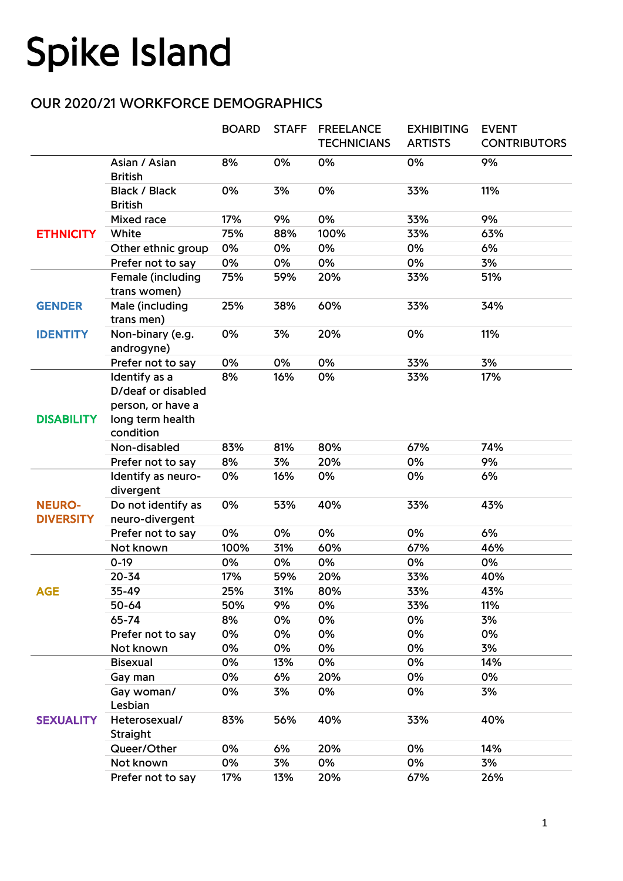# Spike Island

## OUR 2020/21 WORKFORCE DEMOGRAPHICS

| | | BOARD | STAFF | FREELANCE TECHNICIANS | EXHIBITING ARTISTS | EVENT CONTRIBUTORS |
|---|---|---|---|---|---|---|
| ETHNICITY | Asian / Asian British | 8% | 0% | 0% | 0% | 9% |
| | Black / Black British | 0% | 3% | 0% | 33% | 11% |
| | Mixed race | 17% | 9% | 0% | 33% | 9% |
| | White | 75% | 88% | 100% | 33% | 63% |
| | Other ethnic group | 0% | 0% | 0% | 0% | 6% |
| | Prefer not to say | 0% | 0% | 0% | 0% | 3% |
| GENDER IDENTITY | Female (including trans women) | 75% | 59% | 20% | 33% | 51% |
| | Male (including trans men) | 25% | 38% | 60% | 33% | 34% |
| | Non-binary (e.g. androgyne) | 0% | 3% | 20% | 0% | 11% |
| | Prefer not to say | 0% | 0% | 0% | 33% | 3% |
| DISABILITY | Identify as a D/deaf or disabled person, or have a long term health condition | 8% | 16% | 0% | 33% | 17% |
| | Non-disabled | 83% | 81% | 80% | 67% | 74% |
| | Prefer not to say | 8% | 3% | 20% | 0% | 9% |
| NEURO-DIVERSITY | Identify as neuro-divergent | 0% | 16% | 0% | 0% | 6% |
| | Do not identify as neuro-divergent | 0% | 53% | 40% | 33% | 43% |
| | Prefer not to say | 0% | 0% | 0% | 0% | 6% |
| | Not known | 100% | 31% | 60% | 67% | 46% |
| AGE | 0-19 | 0% | 0% | 0% | 0% | 0% |
| | 20-34 | 17% | 59% | 20% | 33% | 40% |
| | 35-49 | 25% | 31% | 80% | 33% | 43% |
| | 50-64 | 50% | 9% | 0% | 33% | 11% |
| | 65-74 | 8% | 0% | 0% | 0% | 3% |
| | Prefer not to say | 0% | 0% | 0% | 0% | 0% |
| | Not known | 0% | 0% | 0% | 0% | 3% |
| SEXUALITY | Bisexual | 0% | 13% | 0% | 0% | 14% |
| | Gay man | 0% | 6% | 20% | 0% | 0% |
| | Gay woman/ Lesbian | 0% | 3% | 0% | 0% | 3% |
| | Heterosexual/ Straight | 83% | 56% | 40% | 33% | 40% |
| | Queer/Other | 0% | 6% | 20% | 0% | 14% |
| | Not known | 0% | 3% | 0% | 0% | 3% |
| | Prefer not to say | 17% | 13% | 20% | 67% | 26% |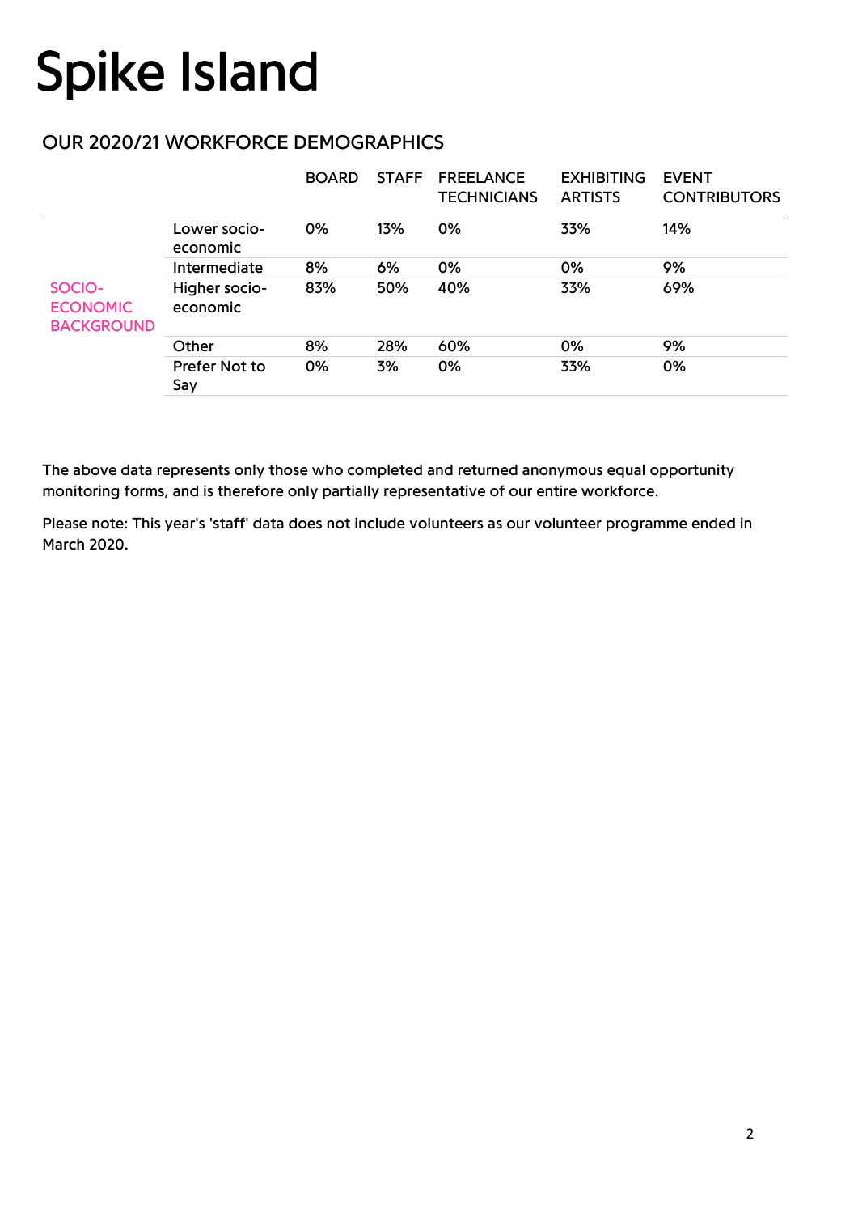# Spike Island

## OUR 2020/21 WORKFORCE DEMOGRAPHICS

| | | BOARD | STAFF | FREELANCE TECHNICIANS | EXHIBITING ARTISTS | EVENT CONTRIBUTORS |
|---|---|---|---|---|---|---|
| SOCIO-ECONOMIC BACKGROUND | Lower socio-economic | 0% | 13% | 0% | 33% | 14% |
| | Intermediate | 8% | 6% | 0% | 0% | 9% |
| | Higher socio-economic | 83% | 50% | 40% | 33% | 69% |
| | Other | 8% | 28% | 60% | 0% | 9% |
| | Prefer Not to Say | 0% | 3% | 0% | 33% | 0% |

The above data represents only those who completed and returned anonymous equal opportunity monitoring forms, and is therefore only partially representative of our entire workforce.

Please note: This year's 'staff' data does not include volunteers as our volunteer programme ended in March 2020.